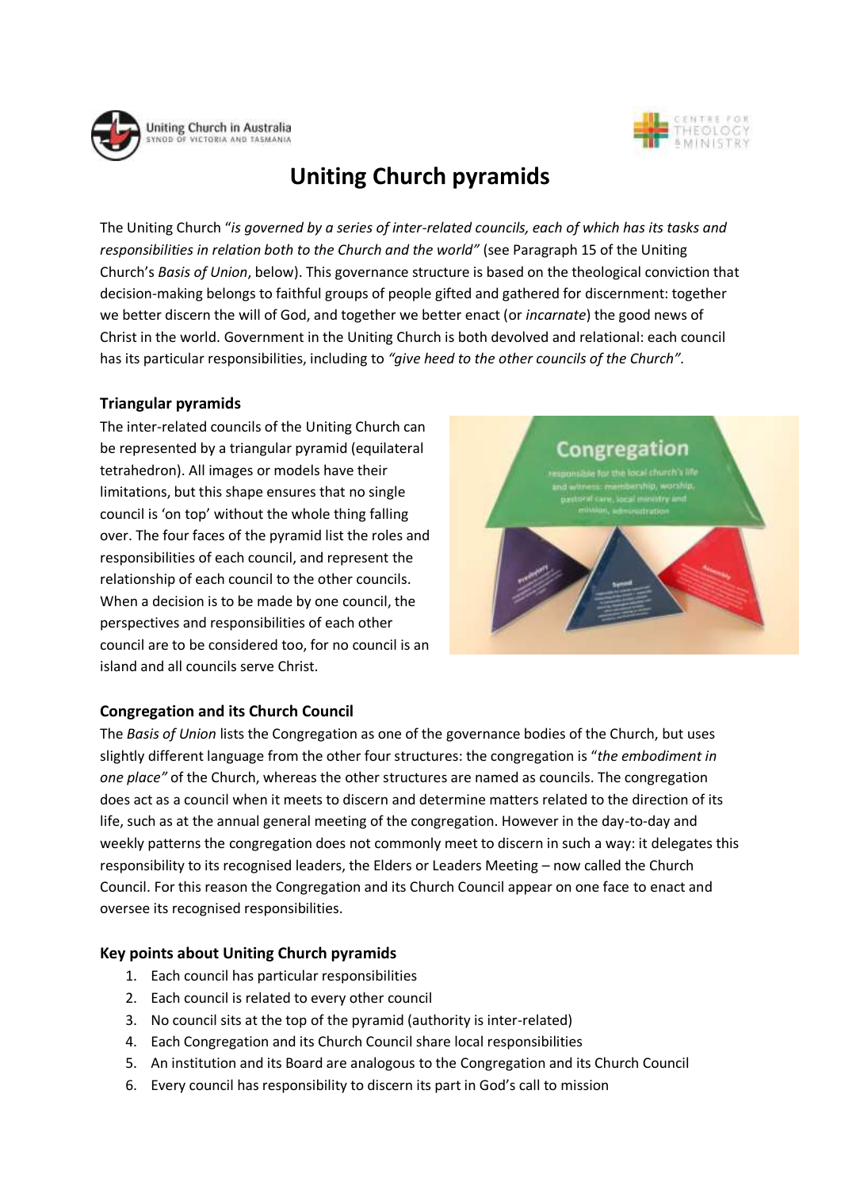# Uniting Church pyramids

The Uniting Church "*is governed by a series of inter-related councils, each of which has its tasks and responsibilities in relation both to the Church and the world"* (see Paragraph 15 of the Uniting Church's *Basis of Union*, below). This governance structure is based on the theological conviction that decision-making belongs to faithful groups of people gifted and gathered for discernment: together we better discern the will of God, and together we better enact (or *incarnate*) the good news of Christ in the world. Government in the Uniting Church is both devolved and relational: each council has its particular responsibilities, including to *"give heed to the other councils of the Church".*

### Triangular pyramids

The inter-related councils of the Uniting Church can be represented by a triangular pyramid (equilateral tetrahedron). All images or models have their limitations, but this shape ensures that no single council is 'on top' without the whole thing falling over. The four faces of the pyramid list the roles and responsibilities of each council, and represent the relationship of each council to the other councils. When a decision is to be made by one council, the perspectives and responsibilities of each other council are to be considered too, for no council is an island and all councils serve Christ.

### Congregation and its Church Council

The *Basis of Union* lists the Congregation as one of the governance bodies of the Church, but uses slightly different language from the other four structures: the congregation is "*the embodiment in one place"* of the Church, whereas the other structures are named as councils. The congregation does act as a council when it meets to discern and determine matters related to the direction of its life, such as at the annual general meeting of the congregation. However in the day-to-day and weekly patterns the congregation does not commonly meet to discern in such a way: it delegates this responsibility to its recognised leaders, the Elders or Leaders Meeting – now called the Church Council. For this reason the Congregation and its Church Council appear on one face to enact and oversee its recognised responsibilities.

### Key points about Uniting Church pyramids

1. Each council has particular responsibilities
2. Each council is related to every other council
3. No council sits at the top of the pyramid (authority is inter-related)
4. Each Congregation and its Church Council share local responsibilities
5. An institution and its Board are analogous to the Congregation and its Church Council
6. Every council has responsibility to discern its part in God's call to mission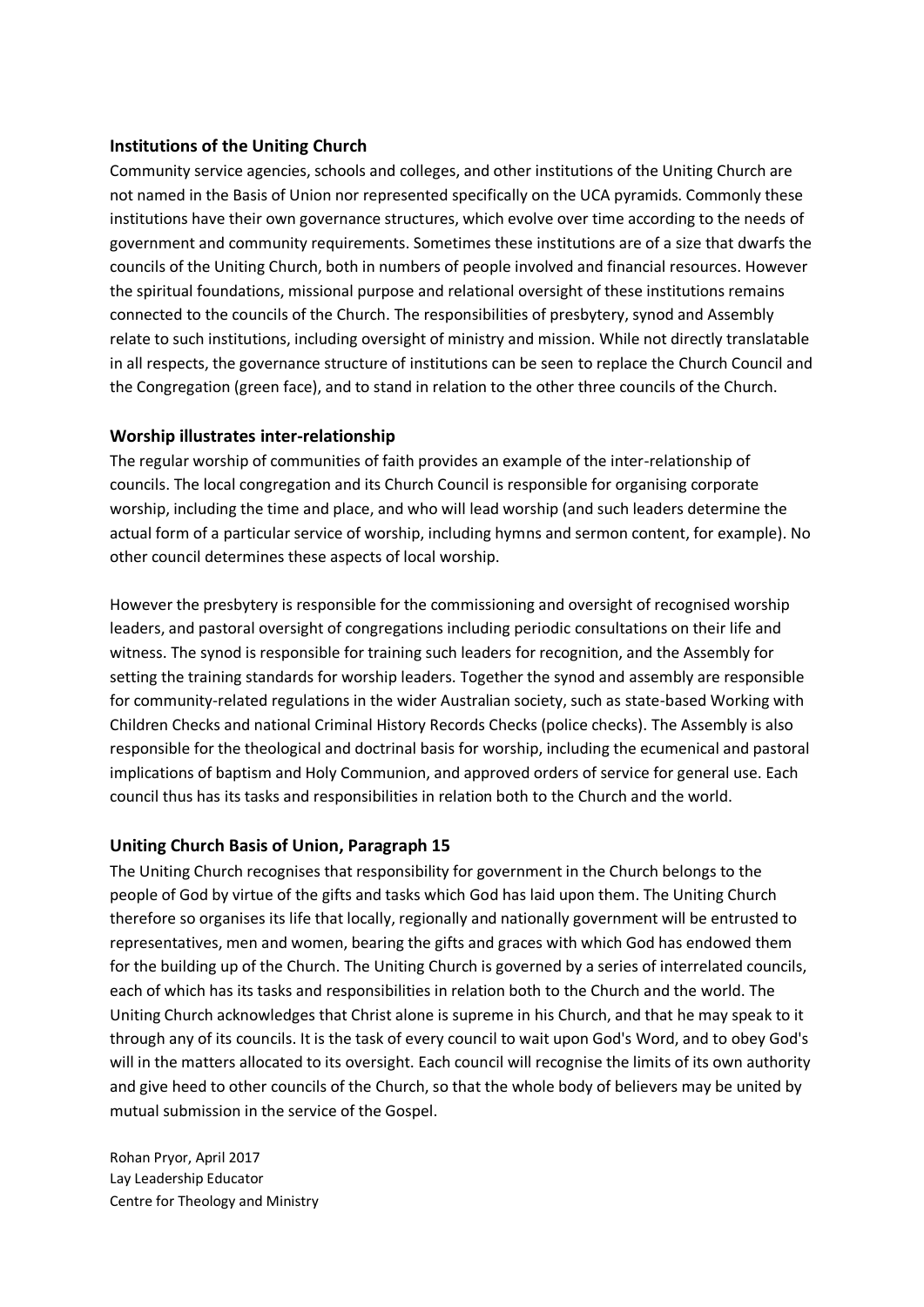### Institutions of the Uniting Church

Community service agencies, schools and colleges, and other institutions of the Uniting Church are not named in the Basis of Union nor represented specifically on the UCA pyramids. Commonly these institutions have their own governance structures, which evolve over time according to the needs of government and community requirements. Sometimes these institutions are of a size that dwarfs the councils of the Uniting Church, both in numbers of people involved and financial resources. However the spiritual foundations, missional purpose and relational oversight of these institutions remains connected to the councils of the Church. The responsibilities of presbytery, synod and Assembly relate to such institutions, including oversight of ministry and mission. While not directly translatable in all respects, the governance structure of institutions can be seen to replace the Church Council and the Congregation (green face), and to stand in relation to the other three councils of the Church.

### Worship illustrates inter-relationship

The regular worship of communities of faith provides an example of the inter-relationship of councils. The local congregation and its Church Council is responsible for organising corporate worship, including the time and place, and who will lead worship (and such leaders determine the actual form of a particular service of worship, including hymns and sermon content, for example). No other council determines these aspects of local worship.

However the presbytery is responsible for the commissioning and oversight of recognised worship leaders, and pastoral oversight of congregations including periodic consultations on their life and witness. The synod is responsible for training such leaders for recognition, and the Assembly for setting the training standards for worship leaders. Together the synod and assembly are responsible for community-related regulations in the wider Australian society, such as state-based Working with Children Checks and national Criminal History Records Checks (police checks). The Assembly is also responsible for the theological and doctrinal basis for worship, including the ecumenical and pastoral implications of baptism and Holy Communion, and approved orders of service for general use. Each council thus has its tasks and responsibilities in relation both to the Church and the world.

### Uniting Church Basis of Union, Paragraph 15

The Uniting Church recognises that responsibility for government in the Church belongs to the people of God by virtue of the gifts and tasks which God has laid upon them. The Uniting Church therefore so organises its life that locally, regionally and nationally government will be entrusted to representatives, men and women, bearing the gifts and graces with which God has endowed them for the building up of the Church. The Uniting Church is governed by a series of interrelated councils, each of which has its tasks and responsibilities in relation both to the Church and the world. The Uniting Church acknowledges that Christ alone is supreme in his Church, and that he may speak to it through any of its councils. It is the task of every council to wait upon God's Word, and to obey God's will in the matters allocated to its oversight. Each council will recognise the limits of its own authority and give heed to other councils of the Church, so that the whole body of believers may be united by mutual submission in the service of the Gospel.

Rohan Pryor, April 2017
Lay Leadership Educator
Centre for Theology and Ministry